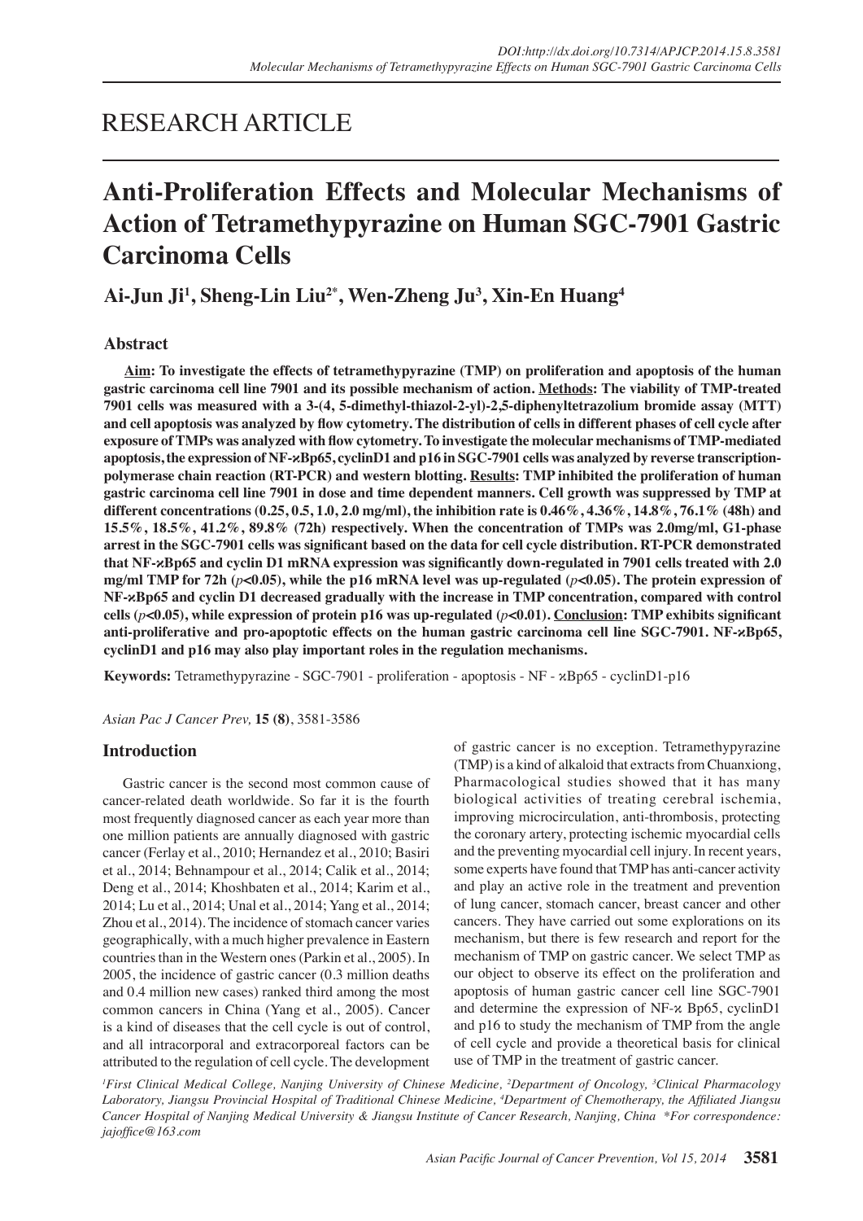RESEARCH ARTICLE

# Anti-Proliferation Effects and Molecular Mechanisms of Action of Tetramethypyrazine on Human SGC-7901 Gastric Carcinoma Cells

**Ai-Jun Ji[1], Sheng-Lin Liu[2*], Wen-Zheng Ju[3], Xin-En Huang[4]**

## Abstract

**Aim: To investigate the effects of tetramethypyrazine (TMP) on proliferation and apoptosis of the human gastric carcinoma cell line 7901 and its possible mechanism of action. Methods: The viability of TMP-treated 7901 cells was measured with a 3-(4, 5-dimethyl-thiazol-2-yl)-2,5-diphenyltetrazolium bromide assay (MTT) and cell apoptosis was analyzed by flow cytometry. The distribution of cells in different phases of cell cycle after exposure of TMPs was analyzed with flow cytometry. To investigate the molecular mechanisms of TMP-mediated apoptosis, the expression of NF-ϰBp65, cyclinD1 and p16 in SGC-7901 cells was analyzed by reverse transcription-polymerase chain reaction (RT-PCR) and western blotting. Results: TMP inhibited the proliferation of human gastric carcinoma cell line 7901 in dose and time dependent manners. Cell growth was suppressed by TMP at different concentrations (0.25, 0.5, 1.0, 2.0 mg/ml), the inhibition rate is 0.46%, 4.36%, 14.8%, 76.1% (48h) and 15.5%, 18.5%, 41.2%, 89.8% (72h) respectively. When the concentration of TMPs was 2.0mg/ml, G1-phase arrest in the SGC-7901 cells was significant based on the data for cell cycle distribution. RT-PCR demonstrated that NF-ϰBp65 and cyclin D1 mRNA expression was significantly down-regulated in 7901 cells treated with 2.0 mg/ml TMP for 72h (*p*<0.05), while the p16 mRNA level was up-regulated (*p*<0.05). The protein expression of NF-ϰBp65 and cyclin D1 decreased gradually with the increase in TMP concentration, compared with control cells (*p*<0.05), while expression of protein p16 was up-regulated (*p*<0.01). Conclusion: TMP exhibits significant anti-proliferative and pro-apoptotic effects on the human gastric carcinoma cell line SGC-7901. NF-ϰBp65, cyclinD1 and p16 may also play important roles in the regulation mechanisms.**

**Keywords:** Tetramethypyrazine - SGC-7901 - proliferation - apoptosis - NF - ϰBp65 - cyclinD1-p16

*Asian Pac J Cancer Prev,* **15 (8)**, 3581-3586

## Introduction

Gastric cancer is the second most common cause of cancer-related death worldwide. So far it is the fourth most frequently diagnosed cancer as each year more than one million patients are annually diagnosed with gastric cancer (Ferlay et al., 2010; Hernandez et al., 2010; Basiri et al., 2014; Behnampour et al., 2014; Calik et al., 2014; Deng et al., 2014; Khoshbaten et al., 2014; Karim et al., 2014; Lu et al., 2014; Unal et al., 2014; Yang et al., 2014; Zhou et al., 2014). The incidence of stomach cancer varies geographically, with a much higher prevalence in Eastern countries than in the Western ones (Parkin et al., 2005). In 2005, the incidence of gastric cancer (0.3 million deaths and 0.4 million new cases) ranked third among the most common cancers in China (Yang et al., 2005). Cancer is a kind of diseases that the cell cycle is out of control, and all intracorporal and extracorporeal factors can be attributed to the regulation of cell cycle. The development of gastric cancer is no exception. Tetramethypyrazine (TMP) is a kind of alkaloid that extracts from Chuanxiong, Pharmacological studies showed that it has many biological activities of treating cerebral ischemia, improving microcirculation, anti-thrombosis, protecting the coronary artery, protecting ischemic myocardial cells and the preventing myocardial cell injury. In recent years, some experts have found that TMP has anti-cancer activity and play an active role in the treatment and prevention of lung cancer, stomach cancer, breast cancer and other cancers. They have carried out some explorations on its mechanism, but there is few research and report for the mechanism of TMP on gastric cancer. We select TMP as our object to observe its effect on the proliferation and apoptosis of human gastric cancer cell line SGC-7901 and determine the expression of NF-ϰ Bp65, cyclinD1 and p16 to study the mechanism of TMP from the angle of cell cycle and provide a theoretical basis for clinical use of TMP in the treatment of gastric cancer.

*[1]First Clinical Medical College, Nanjing University of Chinese Medicine, [2]Department of Oncology, [3]Clinical Pharmacology Laboratory, Jiangsu Provincial Hospital of Traditional Chinese Medicine, [4]Department of Chemotherapy, the Affiliated Jiangsu Cancer Hospital of Nanjing Medical University & Jiangsu Institute of Cancer Research, Nanjing, China \*For correspondence: jajoffice@163.com*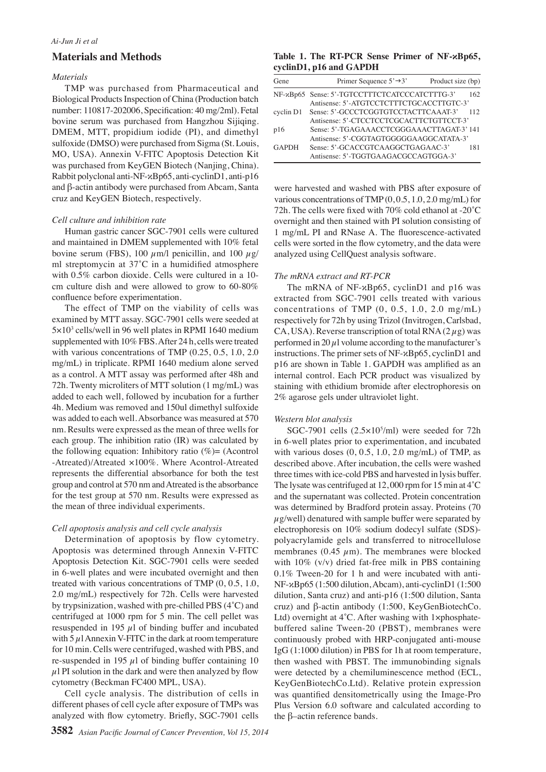## Materials and Methods

### *Materials*

TMP was purchased from Pharmaceutical and Biological Products Inspection of China (Production batch number: 110817-202006, Specification: 40 mg/2ml). Fetal bovine serum was purchased from Hangzhou Sijiqing. DMEM, MTT, propidium iodide (PI), and dimethyl sulfoxide (DMSO) were purchased from Sigma (St. Louis, MO, USA). Annexin V-FITC Apoptosis Detection Kit was purchased from KeyGEN Biotech (Nanjing, China). Rabbit polyclonal anti-NF-κBp65, anti-cyclinD1, anti-p16 and β-actin antibody were purchased from Abcam, Santa cruz and KeyGEN Biotech, respectively.

### *Cell culture and inhibition rate*

Human gastric cancer SGC-7901 cells were cultured and maintained in DMEM supplemented with 10% fetal bovine serum (FBS), 100 μm/l penicillin, and 100 μg/ml streptomycin at 37˚C in a humidified atmosphere with 0.5% carbon dioxide. Cells were cultured in a 10-cm culture dish and were allowed to grow to 60-80% confluence before experimentation.

The effect of TMP on the viability of cells was examined by MTT assay. SGC-7901 cells were seeded at $5×10^3$ cells/well in 96 well plates in RPMI 1640 medium supplemented with 10% FBS. After 24 h, cells were treated with various concentrations of TMP (0.25, 0.5, 1.0, 2.0 mg/mL) in triplicate. RPMI 1640 medium alone served as a control. A MTT assay was performed after 48h and 72h. Twenty microliters of MTT solution (1 mg/mL) was added to each well, followed by incubation for a further 4h. Medium was removed and 150ul dimethyl sulfoxide was added to each well. Absorbance was measured at 570 nm. Results were expressed as the mean of three wells for each group. The inhibition ratio (IR) was calculated by the following equation: Inhibitory ratio (%)= (Acontrol -Atreated)/Atreated ×100%. Where Acontrol-Atreated represents the differential absorbance for both the test group and control at 570 nm and Atreated is the absorbance for the test group at 570 nm. Results were expressed as the mean of three individual experiments.

### *Cell apoptosis analysis and cell cycle analysis*

Determination of apoptosis by flow cytometry. Apoptosis was determined through Annexin V-FITC Apoptosis Detection Kit. SGC-7901 cells were seeded in 6-well plates and were incubated overnight and then treated with various concentrations of TMP (0, 0.5, 1.0, 2.0 mg/mL) respectively for 72h. Cells were harvested by trypsinization, washed with pre-chilled PBS (4˚C) and centrifuged at 1000 rpm for 5 min. The cell pellet was resuspended in 195 μl of binding buffer and incubated with 5 μl Annexin V-FITC in the dark at room temperature for 10 min. Cells were centrifuged, washed with PBS, and re-suspended in 195 μl of binding buffer containing 10 μl PI solution in the dark and were then analyzed by flow cytometry (Beckman FC400 MPL, USA).

Cell cycle analysis. The distribution of cells in different phases of cell cycle after exposure of TMPs was analyzed with flow cytometry. Briefly, SGC-7901 cells were harvested and washed with PBS after exposure of various concentrations of TMP (0, 0.5, 1.0, 2.0 mg/mL) for 72h. The cells were fixed with 70% cold ethanol at -20˚C overnight and then stained with PI solution consisting of 1 mg/mL PI and RNase A. The fluorescence-activated cells were sorted in the flow cytometry, and the data were analyzed using CellQuest analysis software.

**Table 1. The RT-PCR Sense Primer of NF-κBp65, cyclinD1, p16 and GAPDH**

| Gene | Primer Sequence 5'→3' | Product size (bp) |
|---|---|---|
| NF-κBp65 | Sense: 5'-TGTCCTTTCTCATCCCATCTTTG-3' Antisense: 5'-ATGTCCTCTTTCTGCACCTTGTC-3' | 162 |
| cyclin D1 | Sense: 5'-GCCCTCGGTGTCCTACTTCAAAT-3' Antisense: 5'-CTCCTCCTCGCACTTCTGTTCCT-3' | 112 |
| p16 | Sense: 5'-TGAGAAACCTCGGGAAACTTAGAT-3' Antisense: 5'-CGGTAGTGGGGGAAGGCATATA-3' | 141 |
| GAPDH | Sense: 5'-GCACCGTCAAGGCTGAGAAC-3' Antisense: 5'-TGGTGAAGACGCCAGTGGA-3' | 181 |

### *The mRNA extract and RT-PCR*

The mRNA of NF-κBp65, cyclinD1 and p16 was extracted from SGC-7901 cells treated with various concentrations of TMP (0, 0.5, 1.0, 2.0 mg/mL) respectively for 72h by using Trizol (Invitrogen, Carlsbad, CA, USA). Reverse transcription of total RNA (2 μg) was performed in 20 μl volume according to the manufacturer's instructions. The primer sets of NF-κBp65, cyclinD1 and p16 are shown in Table 1. GAPDH was amplified as an internal control. Each PCR product was visualized by staining with ethidium bromide after electrophoresis on 2% agarose gels under ultraviolet light.

### *Western blot analysis*

SGC-7901 cells ($2.5×10^5$/ml) were seeded for 72h in 6-well plates prior to experimentation, and incubated with various doses (0, 0.5, 1.0, 2.0 mg/mL) of TMP, as described above. After incubation, the cells were washed three times with ice-cold PBS and harvested in lysis buffer. The lysate was centrifuged at 12,000 rpm for 15 min at 4˚C and the supernatant was collected. Protein concentration was determined by Bradford protein assay. Proteins (70 μg/well) denatured with sample buffer were separated by electrophoresis on 10% sodium dodecyl sulfate (SDS)-polyacrylamide gels and transferred to nitrocellulose membranes (0.45 μm). The membranes were blocked with 10% (v/v) dried fat-free milk in PBS containing 0.1% Tween-20 for 1 h and were incubated with anti-NF-κBp65 (1:500 dilution, Abcam), anti-cyclinD1 (1:500 dilution, Santa cruz) and anti-p16 (1:500 dilution, Santa cruz) and β-actin antibody (1:500, KeyGenBiotechCo. Ltd) overnight at 4˚C. After washing with 1×phosphate-buffered saline Tween-20 (PBST), membranes were continuously probed with HRP-conjugated anti-mouse IgG (1:1000 dilution) in PBS for 1h at room temperature, then washed with PBST. The immunobinding signals were detected by a chemiluminescence method (ECL, KeyGenBiotechCo.Ltd). Relative protein expression was quantified densitometrically using the Image-Pro Plus Version 6.0 software and calculated according to the β–actin reference bands.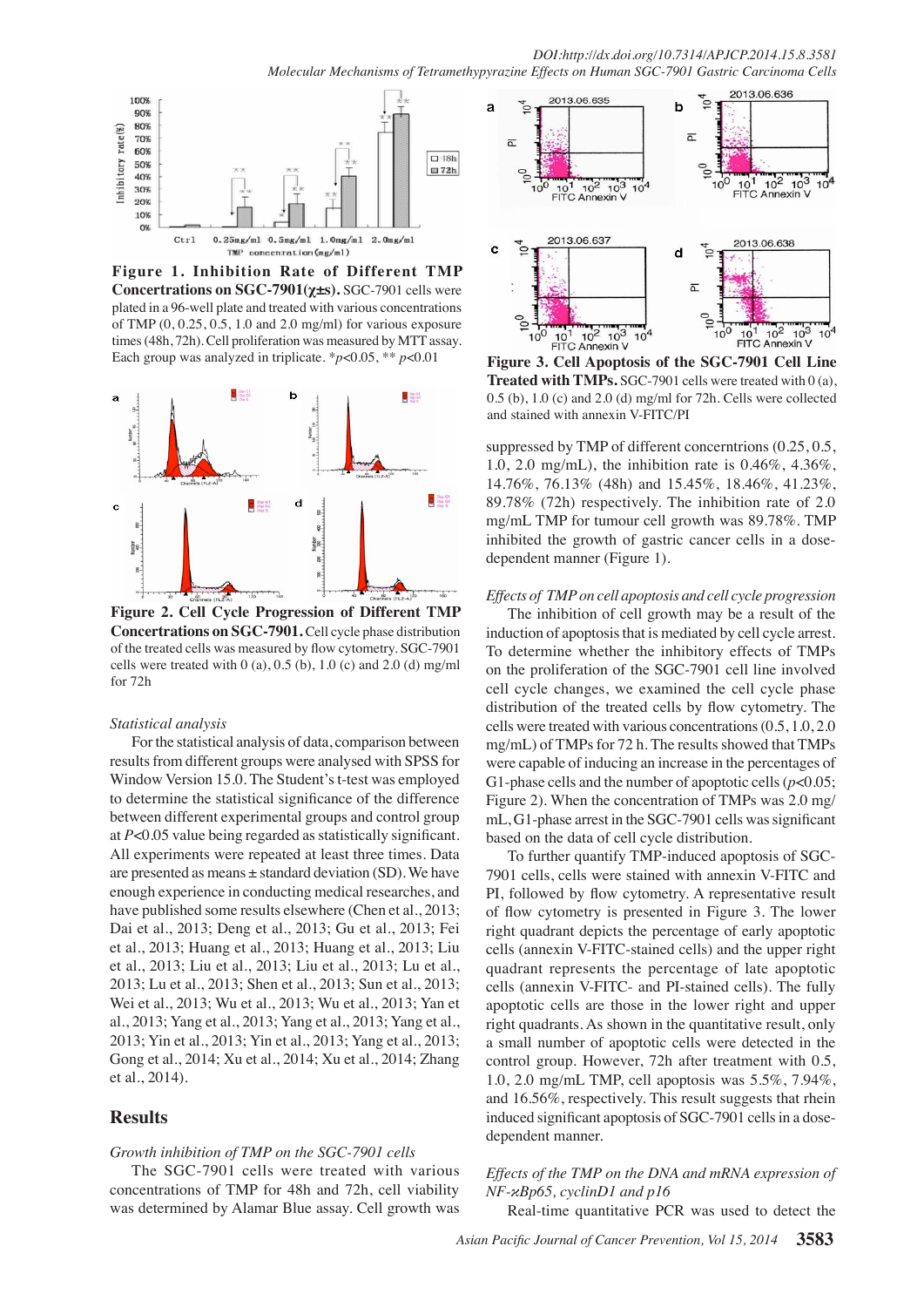**Figure 1. Inhibition Rate of Different TMP Concertrations on SGC-7901($\chi\pm s$).** SGC-7901 cells were plated in a 96-well plate and treated with various concentrations of TMP (0, 0.25, 0.5, 1.0 and 2.0 mg/ml) for various exposure times (48h, 72h). Cell proliferation was measured by MTT assay. Each group was analyzed in triplicate. *$p$<0.05, ** $p$<0.01

**Figure 2. Cell Cycle Progression of Different TMP Concertrations on SGC-7901.** Cell cycle phase distribution of the treated cells was measured by flow cytometry. SGC-7901 cells were treated with 0 (a), 0.5 (b), 1.0 (c) and 2.0 (d) mg/ml for 72h

### *Statistical analysis*

For the statistical analysis of data, comparison between results from different groups were analysed with SPSS for Window Version 15.0. The Student's t-test was employed to determine the statistical significance of the difference between different experimental groups and control group at $P$<0.05 value being regarded as statistically significant. All experiments were repeated at least three times. Data are presented as means ± standard deviation (SD). We have enough experience in conducting medical researches, and have published some results elsewhere (Chen et al., 2013; Dai et al., 2013; Deng et al., 2013; Gu et al., 2013; Fei et al., 2013; Huang et al., 2013; Huang et al., 2013; Liu et al., 2013; Liu et al., 2013; Liu et al., 2013; Lu et al., 2013; Lu et al., 2013; Shen et al., 2013; Sun et al., 2013; Wei et al., 2013; Wu et al., 2013; Wu et al., 2013; Yan et al., 2013; Yang et al., 2013; Yang et al., 2013; Yang et al., 2013; Yin et al., 2013; Yin et al., 2013; Yang et al., 2013; Gong et al., 2014; Xu et al., 2014; Xu et al., 2014; Zhang et al., 2014).

## Results

### *Growth inhibition of TMP on the SGC-7901 cells*

The SGC-7901 cells were treated with various concentrations of TMP for 48h and 72h, cell viability was determined by Alamar Blue assay. Cell growth was suppressed by TMP of different concerntrions (0.25, 0.5, 1.0, 2.0 mg/mL), the inhibition rate is 0.46%, 4.36%, 14.76%, 76.13% (48h) and 15.45%, 18.46%, 41.23%, 89.78% (72h) respectively. The inhibition rate of 2.0 mg/mL TMP for tumour cell growth was 89.78%. TMP inhibited the growth of gastric cancer cells in a dose-dependent manner (Figure 1).

**Figure 3. Cell Apoptosis of the SGC-7901 Cell Line Treated with TMPs.** SGC-7901 cells were treated with 0 (a), 0.5 (b), 1.0 (c) and 2.0 (d) mg/ml for 72h. Cells were collected and stained with annexin V-FITC/PI

### *Effects of TMP on cell apoptosis and cell cycle progression*

The inhibition of cell growth may be a result of the induction of apoptosis that is mediated by cell cycle arrest. To determine whether the inhibitory effects of TMPs on the proliferation of the SGC-7901 cell line involved cell cycle changes, we examined the cell cycle phase distribution of the treated cells by flow cytometry. The cells were treated with various concentrations (0.5, 1.0, 2.0 mg/mL) of TMPs for 72 h. The results showed that TMPs were capable of inducing an increase in the percentages of G1-phase cells and the number of apoptotic cells ($p$<0.05; Figure 2). When the concentration of TMPs was 2.0 mg/mL, G1-phase arrest in the SGC-7901 cells was significant based on the data of cell cycle distribution.

To further quantify TMP-induced apoptosis of SGC-7901 cells, cells were stained with annexin V-FITC and PI, followed by flow cytometry. A representative result of flow cytometry is presented in Figure 3. The lower right quadrant depicts the percentage of early apoptotic cells (annexin V-FITC-stained cells) and the upper right quadrant represents the percentage of late apoptotic cells (annexin V-FITC- and PI-stained cells). The fully apoptotic cells are those in the lower right and upper right quadrants. As shown in the quantitative result, only a small number of apoptotic cells were detected in the control group. However, 72h after treatment with 0.5, 1.0, 2.0 mg/mL TMP, cell apoptosis was 5.5%, 7.94%, and 16.56%, respectively. This result suggests that rhein induced significant apoptosis of SGC-7901 cells in a dose-dependent manner.

### *Effects of the TMP on the DNA and mRNA expression of NF-κBp65, cyclinD1 and p16*

Real-time quantitative PCR was used to detect the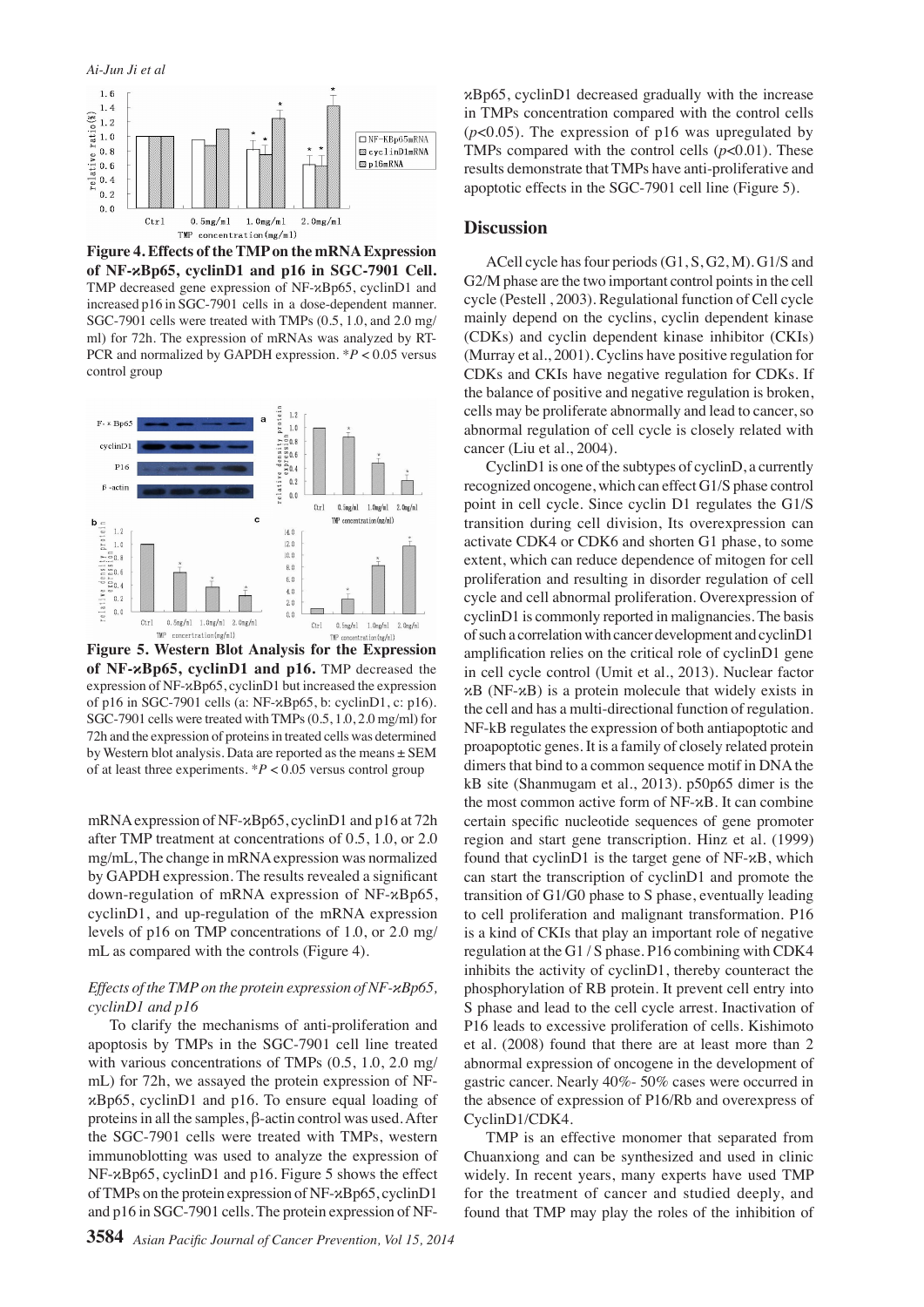**Figure 4. Effects of the TMP on the mRNA Expression of NF-ϰBp65, cyclinD1 and p16 in SGC-7901 Cell.** TMP decreased gene expression of NF-ϰBp65, cyclinD1 and increased p16 in SGC-7901 cells in a dose-dependent manner. SGC-7901 cells were treated with TMPs (0.5, 1.0, and 2.0 mg/ml) for 72h. The expression of mRNAs was analyzed by RT-PCR and normalized by GAPDH expression. *$P < 0.05$ versus control group

**Figure 5. Western Blot Analysis for the Expression of NF-ϰBp65, cyclinD1 and p16.** TMP decreased the expression of NF-ϰBp65, cyclinD1 but increased the expression of p16 in SGC-7901 cells (a: NF-ϰBp65, b: cyclinD1, c: p16). SGC-7901 cells were treated with TMPs (0.5, 1.0, 2.0 mg/ml) for 72h and the expression of proteins in treated cells was determined by Western blot analysis. Data are reported as the means ± SEM of at least three experiments. *$P < 0.05$ versus control group

mRNA expression of NF-ϰBp65, cyclinD1 and p16 at 72h after TMP treatment at concentrations of 0.5, 1.0, or 2.0 mg/mL, The change in mRNA expression was normalized by GAPDH expression. The results revealed a significant down-regulation of mRNA expression of NF-ϰBp65, cyclinD1, and up-regulation of the mRNA expression levels of p16 on TMP concentrations of 1.0, or 2.0 mg/mL as compared with the controls (Figure 4).

*Effects of the TMP on the protein expression of NF-ϰBp65, cyclinD1 and p16*

To clarify the mechanisms of anti-proliferation and apoptosis by TMPs in the SGC-7901 cell line treated with various concentrations of TMPs (0.5, 1.0, 2.0 mg/mL) for 72h, we assayed the protein expression of NF-ϰBp65, cyclinD1 and p16. To ensure equal loading of proteins in all the samples, β-actin control was used. After the SGC-7901 cells were treated with TMPs, western immunoblotting was used to analyze the expression of NF-ϰBp65, cyclinD1 and p16. Figure 5 shows the effect of TMPs on the protein expression of NF-ϰBp65, cyclinD1 and p16 in SGC-7901 cells. The protein expression of NF-ϰBp65, cyclinD1 decreased gradually with the increase in TMPs concentration compared with the control cells ($p<0.05$). The expression of p16 was upregulated by TMPs compared with the control cells ($p<0.01$). These results demonstrate that TMPs have anti-proliferative and apoptotic effects in the SGC-7901 cell line (Figure 5).

## Discussion

ACell cycle has four periods (G1, S, G2, M). G1/S and G2/M phase are the two important control points in the cell cycle (Pestell , 2003). Regulational function of Cell cycle mainly depend on the cyclins, cyclin dependent kinase (CDKs) and cyclin dependent kinase inhibitor (CKIs) (Murray et al., 2001). Cyclins have positive regulation for CDKs and CKIs have negative regulation for CDKs. If the balance of positive and negative regulation is broken, cells may be proliferate abnormally and lead to cancer, so abnormal regulation of cell cycle is closely related with cancer (Liu et al., 2004).

CyclinD1 is one of the subtypes of cyclinD, a currently recognized oncogene, which can effect G1/S phase control point in cell cycle. Since cyclin D1 regulates the G1/S transition during cell division, Its overexpression can activate CDK4 or CDK6 and shorten G1 phase, to some extent, which can reduce dependence of mitogen for cell proliferation and resulting in disorder regulation of cell cycle and cell abnormal proliferation. Overexpression of cyclinD1 is commonly reported in malignancies. The basis of such a correlation with cancer development and cyclinD1 amplification relies on the critical role of cyclinD1 gene in cell cycle control (Umit et al., 2013). Nuclear factor ϰB (NF-ϰB) is a protein molecule that widely exists in the cell and has a multi-directional function of regulation. NF-kB regulates the expression of both antiapoptotic and proapoptotic genes. It is a family of closely related protein dimers that bind to a common sequence motif in DNA the kB site (Shanmugam et al., 2013). p50p65 dimer is the most common active form of NF-ϰB. It can combine certain specific nucleotide sequences of gene promoter region and start gene transcription. Hinz et al. (1999) found that cyclinD1 is the target gene of NF-ϰB, which can start the transcription of cyclinD1 and promote the transition of G1/G0 phase to S phase, eventually leading to cell proliferation and malignant transformation. P16 is a kind of CKIs that play an important role of negative regulation at the G1 / S phase. P16 combining with CDK4 inhibits the activity of cyclinD1, thereby counteract the phosphorylation of RB protein. It prevent cell entry into S phase and lead to the cell cycle arrest. Inactivation of P16 leads to excessive proliferation of cells. Kishimoto et al. (2008) found that there are at least more than 2 abnormal expression of oncogene in the development of gastric cancer. Nearly 40%- 50% cases were occurred in the absence of expression of P16/Rb and overexpress of CyclinD1/CDK4.

TMP is an effective monomer that separated from Chuanxiong and can be synthesized and used in clinic widely. In recent years, many experts have used TMP for the treatment of cancer and studied deeply, and found that TMP may play the roles of the inhibition of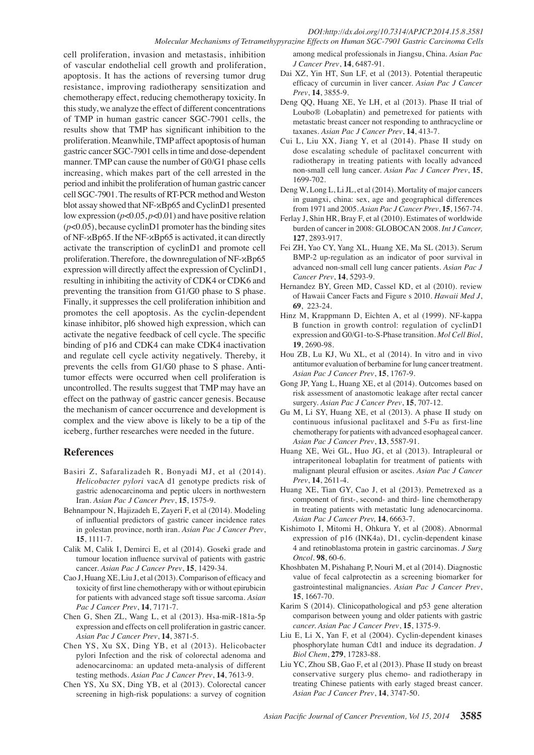cell proliferation, invasion and metastasis, inhibition of vascular endothelial cell growth and proliferation, apoptosis. It has the actions of reversing tumor drug resistance, improving radiotherapy sensitization and chemotherapy effect, reducing chemotherapy toxicity. In this study, we analyze the effect of different concentrations of TMP in human gastric cancer SGC-7901 cells, the results show that TMP has significant inhibition to the proliferation. Meanwhile, TMP affect apoptosis of human gastric cancer SGC-7901 cells in time and dose-dependent manner. TMP can cause the number of G0/G1 phase cells increasing, which makes part of the cell arrested in the period and inhibit the proliferation of human gastric cancer cell SGC-7901. The results of RT-PCR method and Weston blot assay showed that NF-κBp65 and CyclinD1 presented low expression ($p<0.05$, $p<0.01$) and have positive relation ($p<0.05$), because cyclinD1 promoter has the binding sites of NF-κBp65. If the NF-κBp65 is activated, it can directly activate the transcription of cyclinD1 and promote cell proliferation. Therefore, the downregulation of NF-κBp65 expression will directly affect the expression of CyclinD1, resulting in inhibiting the activity of CDK4 or CDK6 and preventing the transition from G1/G0 phase to S phase. Finally, it suppresses the cell proliferation inhibition and promotes the cell apoptosis. As the cyclin-dependent kinase inhibitor, pl6 showed high expression, which can activate the negative feedback of cell cycle. The specific binding of p16 and CDK4 can make CDK4 inactivation and regulate cell cycle activity negatively. Thereby, it prevents the cells from G1/G0 phase to S phase. Anti-tumor effects were occurred when cell proliferation is uncontrolled. The results suggest that TMP may have an effect on the pathway of gastric cancer genesis. Because the mechanism of cancer occurrence and development is complex and the view above is likely to be a tip of the iceberg, further researches were needed in the future.

## References

Basiri Z, Safaralizadeh R, Bonyadi MJ, et al (2014). *Helicobacter pylori* vacA d1 genotype predicts risk of gastric adenocarcinoma and peptic ulcers in northwestern Iran. *Asian Pac J Cancer Prev*, **15**, 1575-9.

Behnampour N, Hajizadeh E, Zayeri F, et al (2014). Modeling of influential predictors of gastric cancer incidence rates in golestan province, north iran. *Asian Pac J Cancer Prev*, **15**, 1111-7.

Calik M, Calik I, Demirci E, et al (2014). Goseki grade and tumour location influence survival of patients with gastric cancer. *Asian Pac J Cancer Prev*, **15**, 1429-34.

Cao J, Huang XE, Liu J, et al (2013). Comparison of efficacy and toxicity of first line chemotherapy with or without epirubicin for patients with advanced stage soft tissue sarcoma. *Asian Pac J Cancer Prev*, **14**, 7171-7.

Chen G, Shen ZL, Wang L, et al (2013). Hsa-miR-181a-5p expression and effects on cell proliferation in gastric cancer. *Asian Pac J Cancer Prev*, **14**, 3871-5.

Chen YS, Xu SX, Ding YB, et al (2013). Helicobacter pylori Infection and the risk of colorectal adenoma and adenocarcinoma: an updated meta-analysis of different testing methods. *Asian Pac J Cancer Prev*, **14**, 7613-9.

Chen YS, Xu SX, Ding YB, et al (2013). Colorectal cancer screening in high-risk populations: a survey of cognition among medical professionals in Jiangsu, China. *Asian Pac J Cancer Prev*, **14**, 6487-91.

Dai XZ, Yin HT, Sun LF, et al (2013). Potential therapeutic efficacy of curcumin in liver cancer. *Asian Pac J Cancer Prev*, **14**, 3855-9.

Deng QQ, Huang XE, Ye LH, et al (2013). Phase II trial of Loubo® (Lobaplatin) and pemetrexed for patients with metastatic breast cancer not responding to anthracycline or taxanes. *Asian Pac J Cancer Prev*, **14**, 413-7.

Cui L, Liu XX, Jiang Y, et al (2014). Phase II study on dose escalating schedule of paclitaxel concurrent with radiotherapy in treating patients with locally advanced non-small cell lung cancer. *Asian Pac J Cancer Prev*, **15**, 1699-702.

Deng W, Long L, Li JL, et al (2014). Mortality of major cancers in guangxi, china: sex, age and geographical differences from 1971 and 2005. *Asian Pac J Cancer Prev*, **15**, 1567-74.

Ferlay J, Shin HR, Bray F, et al (2010). Estimates of worldwide burden of cancer in 2008: GLOBOCAN 2008. *Int J Cancer,* **127**, 2893-917.

Fei ZH, Yao CY, Yang XL, Huang XE, Ma SL (2013). Serum BMP-2 up-regulation as an indicator of poor survival in advanced non-small cell lung cancer patients. *Asian Pac J Cancer Prev*, **14**, 5293-9.

Hernandez BY, Green MD, Cassel KD, et al (2010). review of Hawaii Cancer Facts and Figure s 2010. *Hawaii Med J*, **69**, 223-24.

Hinz M, Krappmann D, Eichten A, et al (1999). NF-kappa B function in growth control: regulation of cyclinD1 expression and G0/G1-to-S-Phase transition. *Mol Cell Biol*, **19**, 2690-98.

Hou ZB, Lu KJ, Wu XL, et al (2014). In vitro and in vivo antitumor evaluation of berbamine for lung cancer treatment. *Asian Pac J Cancer Prev*, **15**, 1767-9.

Gong JP, Yang L, Huang XE, et al (2014). Outcomes based on risk assessment of anastomotic leakage after rectal cancer surgery. *Asian Pac J Cancer Prev*, **15**, 707-12.

Gu M, Li SY, Huang XE, et al (2013). A phase II study on continuous infusional paclitaxel and 5-Fu as first-line chemotherapy for patients with advanced esophageal cancer. *Asian Pac J Cancer Prev*, **13**, 5587-91.

Huang XE, Wei GL, Huo JG, et al (2013). Intrapleural or intraperitoneal lobaplatin for treatment of patients with malignant pleural effusion or ascites. *Asian Pac J Cancer Prev*, **14**, 2611-4.

Huang XE, Tian GY, Cao J, et al (2013). Pemetrexed as a component of first-, second- and third- line chemotherapy in treating patients with metastatic lung adenocarcinoma. *Asian Pac J Cancer Prev,* **14**, 6663-7.

Kishimoto I, Mitomi H, Ohkura Y, et al (2008). Abnormal expression of p16 (INK4a), D1, cyclin-dependent kinase 4 and retinoblastoma protein in gastric carcinomas. *J Surg Oncol*. **98**, 60-6.

Khoshbaten M, Pishahang P, Nouri M, et al (2014). Diagnostic value of fecal calprotectin as a screening biomarker for gastrointestinal malignancies. *Asian Pac J Cancer Prev*, **15**, 1667-70.

Karim S (2014). Clinicopathological and p53 gene alteration comparison between young and older patients with gastric cancer. *Asian Pac J Cancer Prev*, **15**, 1375-9.

Liu E, Li X, Yan F, et al (2004). Cyclin-dependent kinases phosphorylate human Cdt1 and induce its degradation. *J Biol Chem*, **279**, 17283-88.

Liu YC, Zhou SB, Gao F, et al (2013). Phase II study on breast conservative surgery plus chemo- and radiotherapy in treating Chinese patients with early staged breast cancer. *Asian Pac J Cancer Prev*, **14**, 3747-50.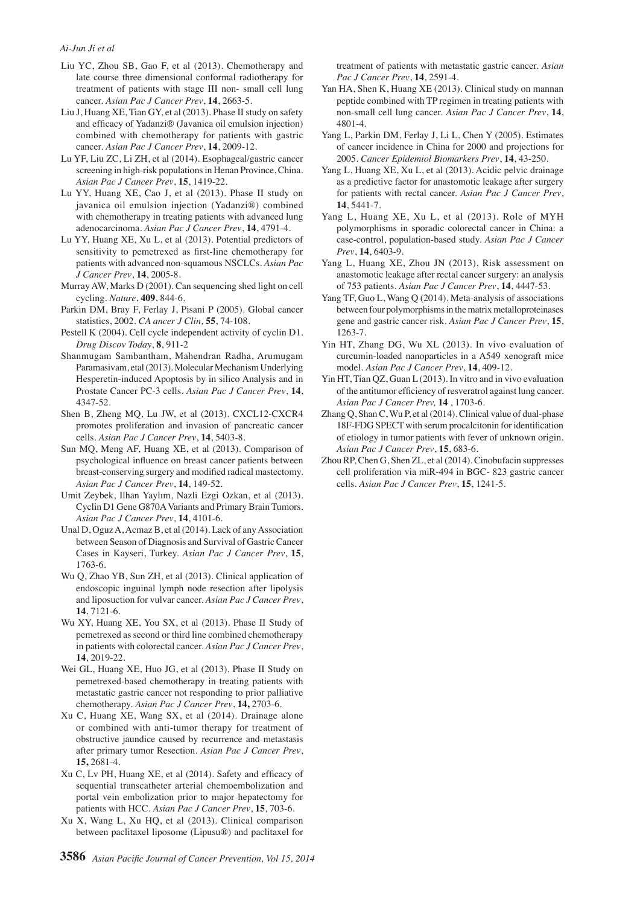Liu YC, Zhou SB, Gao F, et al (2013). Chemotherapy and late course three dimensional conformal radiotherapy for treatment of patients with stage III non- small cell lung cancer. *Asian Pac J Cancer Prev*, **14**, 2663-5.

Liu J, Huang XE, Tian GY, et al (2013). Phase II study on safety and efficacy of Yadanzi® (Javanica oil emulsion injection) combined with chemotherapy for patients with gastric cancer. *Asian Pac J Cancer Prev*, **14**, 2009-12.

Lu YF, Liu ZC, Li ZH, et al (2014). Esophageal/gastric cancer screening in high-risk populations in Henan Province, China. *Asian Pac J Cancer Prev*, **15**, 1419-22.

Lu YY, Huang XE, Cao J, et al (2013). Phase II study on javanica oil emulsion injection (Yadanzi®) combined with chemotherapy in treating patients with advanced lung adenocarcinoma. *Asian Pac J Cancer Prev*, **14**, 4791-4.

Lu YY, Huang XE, Xu L, et al (2013). Potential predictors of sensitivity to pemetrexed as first-line chemotherapy for patients with advanced non-squamous NSCLCs. *Asian Pac J Cancer Prev*, **14**, 2005-8.

Murray AW, Marks D (2001). Can sequencing shed light on cell cycling. *Nature*, **409**, 844-6.

Parkin DM, Bray F, Ferlay J, Pisani P (2005). Global cancer statistics, 2002. *CA ancer J Clin,* **55**, 74-108.

Pestell K (2004). Cell cycle independent activity of cyclin D1. *Drug Discov Today*, **8**, 911-2

Shanmugam Sambantham, Mahendran Radha, Arumugam Paramasivam, etal (2013). Molecular Mechanism Underlying Hesperetin-induced Apoptosis by in silico Analysis and in Prostate Cancer PC-3 cells. *Asian Pac J Cancer Prev*, **14**, 4347-52.

Shen B, Zheng MQ, Lu JW, et al (2013). CXCL12-CXCR4 promotes proliferation and invasion of pancreatic cancer cells. *Asian Pac J Cancer Prev*, **14**, 5403-8.

Sun MQ, Meng AF, Huang XE, et al (2013). Comparison of psychological influence on breast cancer patients between breast-conserving surgery and modified radical mastectomy. *Asian Pac J Cancer Prev*, **14**, 149-52.

Umit Zeybek, Ilhan Yaylım, Nazli Ezgi Ozkan, et al (2013). Cyclin D1 Gene G870A Variants and Primary Brain Tumors. *Asian Pac J Cancer Prev*, **14**, 4101-6.

Unal D, Oguz A, Acmaz B, et al (2014). Lack of any Association between Season of Diagnosis and Survival of Gastric Cancer Cases in Kayseri, Turkey. *Asian Pac J Cancer Prev*, **15**, 1763-6.

Wu Q, Zhao YB, Sun ZH, et al (2013). Clinical application of endoscopic inguinal lymph node resection after lipolysis and liposuction for vulvar cancer. *Asian Pac J Cancer Prev*, **14**, 7121-6.

Wu XY, Huang XE, You SX, et al (2013). Phase II Study of pemetrexed as second or third line combined chemotherapy in patients with colorectal cancer. *Asian Pac J Cancer Prev*, **14**, 2019-22.

Wei GL, Huang XE, Huo JG, et al (2013). Phase II Study on pemetrexed-based chemotherapy in treating patients with metastatic gastric cancer not responding to prior palliative chemotherapy. *Asian Pac J Cancer Prev*, **14,** 2703-6.

Xu C, Huang XE, Wang SX, et al (2014). Drainage alone or combined with anti-tumor therapy for treatment of obstructive jaundice caused by recurrence and metastasis after primary tumor Resection. *Asian Pac J Cancer Prev*, **15,** 2681-4.

Xu C, Lv PH, Huang XE, et al (2014). Safety and efficacy of sequential transcatheter arterial chemoembolization and portal vein embolization prior to major hepatectomy for patients with HCC. *Asian Pac J Cancer Prev*, **15**, 703-6.

Xu X, Wang L, Xu HQ, et al (2013). Clinical comparison between paclitaxel liposome (Lipusu®) and paclitaxel for treatment of patients with metastatic gastric cancer. *Asian Pac J Cancer Prev*, **14**, 2591-4.

Yan HA, Shen K, Huang XE (2013). Clinical study on mannan peptide combined with TP regimen in treating patients with non-small cell lung cancer. *Asian Pac J Cancer Prev*, **14**, 4801-4.

Yang L, Parkin DM, Ferlay J, Li L, Chen Y (2005). Estimates of cancer incidence in China for 2000 and projections for 2005. *Cancer Epidemiol Biomarkers Prev*, **14**, 43-250.

Yang L, Huang XE, Xu L, et al (2013). Acidic pelvic drainage as a predictive factor for anastomotic leakage after surgery for patients with rectal cancer. *Asian Pac J Cancer Prev*, **14**, 5441-7.

Yang L, Huang XE, Xu L, et al (2013). Role of MYH polymorphisms in sporadic colorectal cancer in China: a case-control, population-based study. *Asian Pac J Cancer Prev*, **14**, 6403-9.

Yang L, Huang XE, Zhou JN (2013), Risk assessment on anastomotic leakage after rectal cancer surgery: an analysis of 753 patients. *Asian Pac J Cancer Prev*, **14**, 4447-53.

Yang TF, Guo L, Wang Q (2014). Meta-analysis of associations between four polymorphisms in the matrix metalloproteinases gene and gastric cancer risk. *Asian Pac J Cancer Prev*, **15**, 1263-7.

Yin HT, Zhang DG, Wu XL (2013). In vivo evaluation of curcumin-loaded nanoparticles in a A549 xenograft mice model. *Asian Pac J Cancer Prev*, **14**, 409-12.

Yin HT, Tian QZ, Guan L (2013). In vitro and in vivo evaluation of the antitumor efficiency of resveratrol against lung cancer. *Asian Pac J Cancer Prev,* **14** , 1703-6.

Zhang Q, Shan C, Wu P, et al (2014). Clinical value of dual-phase 18F-FDG SPECT with serum procalcitonin for identification of etiology in tumor patients with fever of unknown origin. *Asian Pac J Cancer Prev*, **15**, 683-6.

Zhou RP, Chen G, Shen ZL, et al (2014). Cinobufacin suppresses cell proliferation via miR-494 in BGC- 823 gastric cancer cells. *Asian Pac J Cancer Prev*, **15**, 1241-5.